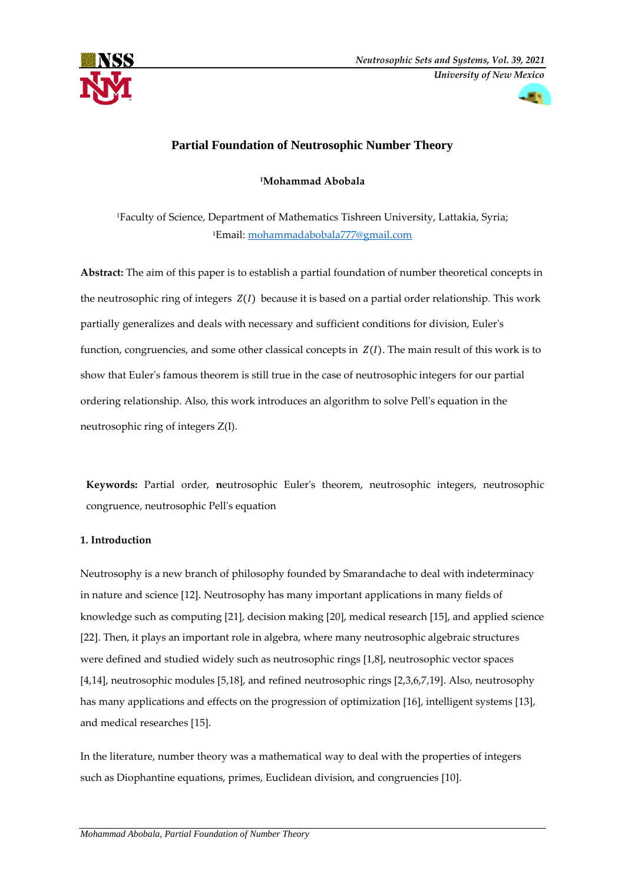# Partial Foundation of Neutrosophic Number Theory

**[1]Mohammad Abobala**

[1]Faculty of Science, Department of Mathematics Tishreen University, Lattakia, Syria;
[1]Email: mohammadabobala777@gmail.com

**Abstract:** The aim of this paper is to establish a partial foundation of number theoretical concepts in the neutrosophic ring of integers $Z(I)$ because it is based on a partial order relationship. This work partially generalizes and deals with necessary and sufficient conditions for division, Euler's function, congruencies, and some other classical concepts in $Z(I)$. The main result of this work is to show that Euler's famous theorem is still true in the case of neutrosophic integers for our partial ordering relationship. Also, this work introduces an algorithm to solve Pell's equation in the neutrosophic ring of integers Z(I).

**Keywords:** Partial order, **n**eutrosophic Euler's theorem, neutrosophic integers, neutrosophic congruence, neutrosophic Pell's equation

## 1. Introduction

Neutrosophy is a new branch of philosophy founded by Smarandache to deal with indeterminacy in nature and science [12]. Neutrosophy has many important applications in many fields of knowledge such as computing [21], decision making [20], medical research [15], and applied science [22]. Then, it plays an important role in algebra, where many neutrosophic algebraic structures were defined and studied widely such as neutrosophic rings [1,8], neutrosophic vector spaces [4,14], neutrosophic modules [5,18], and refined neutrosophic rings [2,3,6,7,19]. Also, neutrosophy has many applications and effects on the progression of optimization [16], intelligent systems [13], and medical researches [15].

In the literature, number theory was a mathematical way to deal with the properties of integers such as Diophantine equations, primes, Euclidean division, and congruencies [10].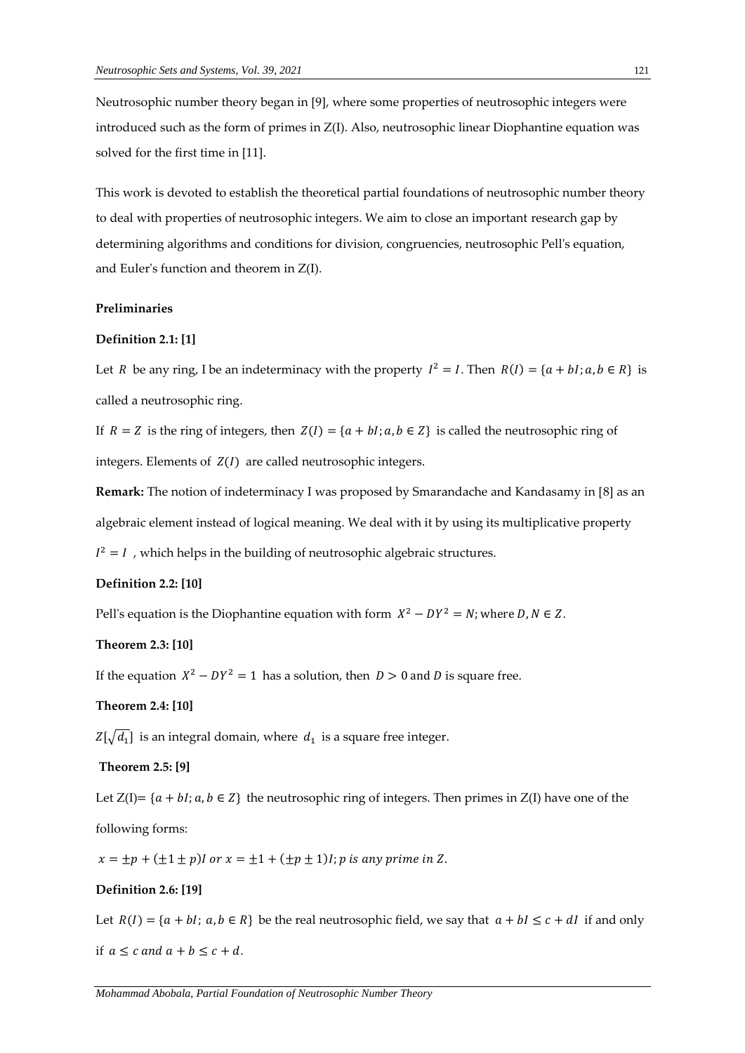Neutrosophic number theory began in [9], where some properties of neutrosophic integers were introduced such as the form of primes in Z(I). Also, neutrosophic linear Diophantine equation was solved for the first time in [11].

This work is devoted to establish the theoretical partial foundations of neutrosophic number theory to deal with properties of neutrosophic integers. We aim to close an important research gap by determining algorithms and conditions for division, congruencies, neutrosophic Pell's equation, and Euler's function and theorem in Z(I).

## Preliminaries

**Definition 2.1: [1]**

Let $R$ be any ring, I be an indeterminacy with the property $I^2 = I$. Then $R(I) = \{a + bI; a, b \in R\}$ is called a neutrosophic ring.

If $R = Z$ is the ring of integers, then $Z(I) = \{a + bI; a, b \in Z\}$ is called the neutrosophic ring of integers. Elements of $Z(I)$ are called neutrosophic integers.

**Remark:** The notion of indeterminacy I was proposed by Smarandache and Kandasamy in [8] as an algebraic element instead of logical meaning. We deal with it by using its multiplicative property $I^2 = I$ , which helps in the building of neutrosophic algebraic structures.

**Definition 2.2: [10]**

Pell's equation is the Diophantine equation with form $X^2 - DY^2 = N$; where $D, N \in Z$.

**Theorem 2.3: [10]**

If the equation $X^2 - DY^2 = 1$ has a solution, then $D > 0$ and $D$ is square free.

**Theorem 2.4: [10]**

$Z[\sqrt{d_1}]$ is an integral domain, where $d_1$ is a square free integer.

**Theorem 2.5: [9]**

Let Z(I)= $\{a + bI; a, b \in Z\}$ the neutrosophic ring of integers. Then primes in Z(I) have one of the following forms:

$x = \pm p + (\pm 1 \pm p)I \text{ or } x = \pm 1 + (\pm p \pm 1)I; p \text{ is any prime in } Z.$

**Definition 2.6: [19]**

Let $R(I) = \{a + bI;\ a, b \in R\}$ be the real neutrosophic field, we say that $a + bI \leq c + dI$ if and only if $a \leq c \text{ and } a + b \leq c + d$.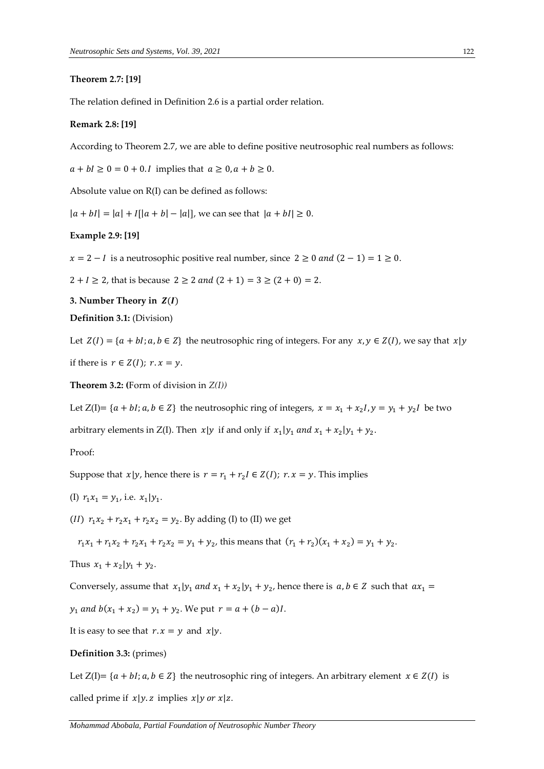**Theorem 2.7: [19]**

The relation defined in Definition 2.6 is a partial order relation.

**Remark 2.8: [19]**

According to Theorem 2.7, we are able to define positive neutrosophic real numbers as follows:

$a + bI \geq 0 = 0 + 0.I$ implies that $a \geq 0, a + b \geq 0$.

Absolute value on R(I) can be defined as follows:

$|a + bI| = |a| + I[|a + b| - |a|]$, we can see that $|a + bI| \geq 0$.

**Example 2.9: [19]**

$x = 2 - I$ is a neutrosophic positive real number, since $2 \geq 0$ *and* $(2 - 1) = 1 \geq 0$.

$2 + I \geq 2$, that is because $2 \geq 2$ *and* $(2 + 1) = 3 \geq (2 + 0) = 2$.

**3. Number Theory in $Z(I)$**

**Definition 3.1:** (Division)

Let $Z(I) = \{a + bI; a, b \in Z\}$ the neutrosophic ring of integers. For any $x, y \in Z(I)$, we say that $x|y$ if there is $r \in Z(I);\ r.x = y$.

**Theorem 3.2: (**Form of division in *Z(I))*

Let Z(I)= $\{a + bI; a, b \in Z\}$ the neutrosophic ring of integers, $x = x_1 + x_2 I, y = y_1 + y_2 I$ be two arbitrary elements in Z(I). Then $x|y$ if and only if $x_1|y_1$ *and* $x_1 + x_2|y_1 + y_2$.

Proof:

Suppose that $x|y$, hence there is $r = r_1 + r_2 I \in Z(I);\ r.x = y$. This implies

(I) $r_1 x_1 = y_1$, i.e. $x_1|y_1$.

$(II)$ $r_1 x_2 + r_2 x_1 + r_2 x_2 = y_2$. By adding (I) to (II) we get

$r_1 x_1 + r_1 x_2 + r_2 x_1 + r_2 x_2 = y_1 + y_2$, this means that $(r_1 + r_2)(x_1 + x_2) = y_1 + y_2$.

Thus $x_1 + x_2|y_1 + y_2$.

Conversely, assume that $x_1|y_1$ *and* $x_1 + x_2|y_1 + y_2$, hence there is $a, b \in Z$ such that $ax_1 = y_1$ *and* $b(x_1 + x_2) = y_1 + y_2$. We put $r = a + (b - a)I$.

It is easy to see that $r.x = y$ and $x|y$.

**Definition 3.3:** (primes)

Let Z(I)= $\{a + bI; a, b \in Z\}$ the neutrosophic ring of integers. An arbitrary element $x \in Z(I)$ is called prime if $x|y.z$ implies $x|y$ *or* $x|z$.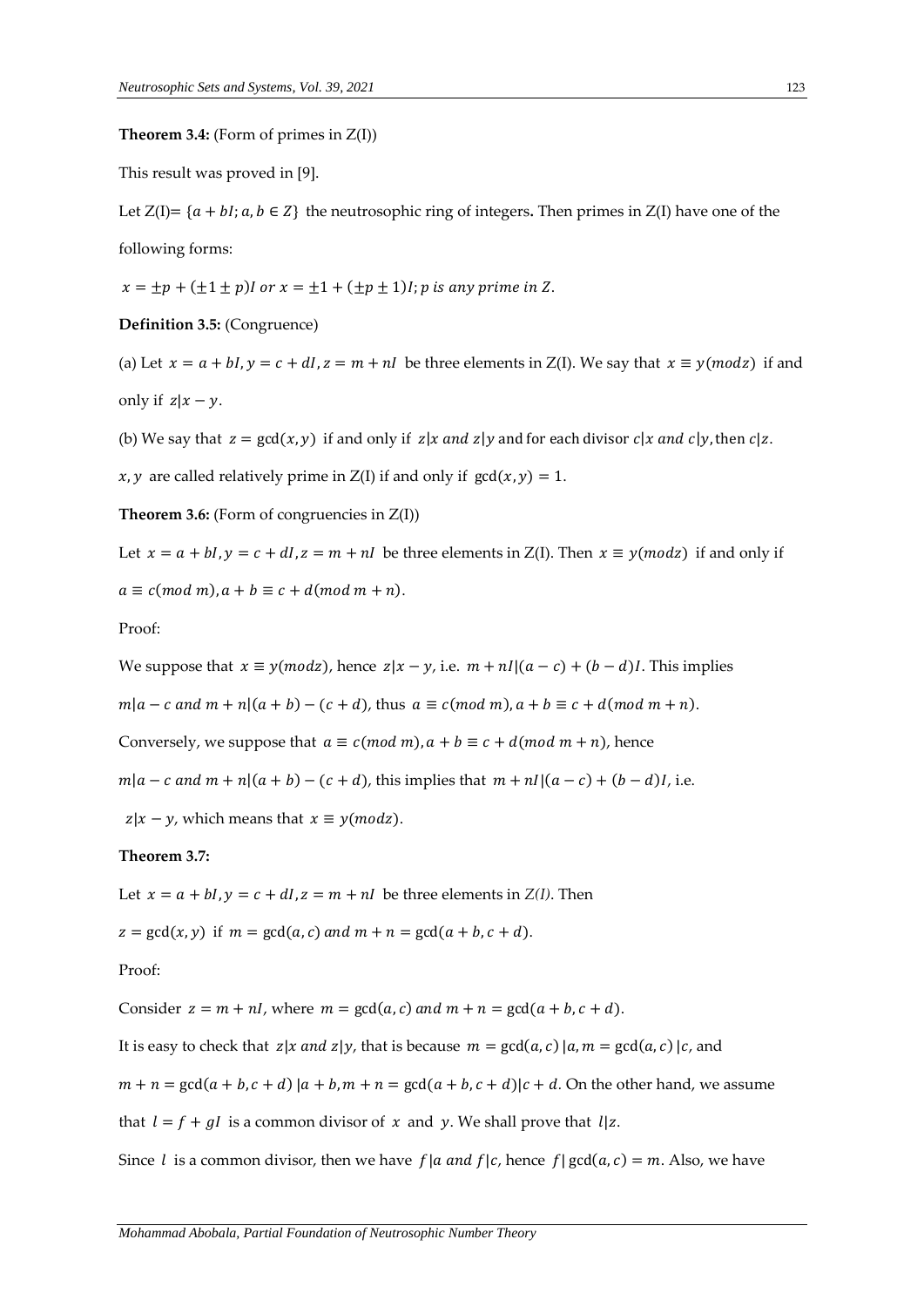**Theorem 3.4:** (Form of primes in Z(I))

This result was proved in [9].

Let Z(I)= $\{a+bI; a,b \in Z\}$ the neutrosophic ring of integers**.** Then primes in Z(I) have one of the following forms:

$x = \pm p + (\pm 1 \pm p)I$ $or$ $x = \pm 1 + (\pm p \pm 1)I$; $p$ $is$ $any$ $prime$ $in$ $Z$.

**Definition 3.5:** (Congruence)

(a) Let $x = a + bI, y = c + dI, z = m + nI$ be three elements in Z(I). We say that $x \equiv y(modz)$ if and only if $z|x - y$.

(b) We say that $z = \gcd(x, y)$ if and only if $z|x$ $and$ $z|y$ and for each divisor $c|x$ $and$ $c|y$, then $c|z$.

$x, y$ are called relatively prime in Z(I) if and only if $\gcd(x, y) = 1$.

**Theorem 3.6:** (Form of congruencies in Z(I))

Let $x = a + bI, y = c + dI, z = m + nI$ be three elements in Z(I). Then $x \equiv y(modz)$ if and only if $a \equiv c(mod\ m), a + b \equiv c + d(mod\ m + n)$.

Proof:

We suppose that $x \equiv y(modz)$, hence $z|x - y$, i.e. $m + nI|(a - c) + (b - d)I$. This implies

$m|a - c$ $and$ $m + n|(a + b) - (c + d)$, thus $a \equiv c(mod\ m), a + b \equiv c + d(mod\ m + n)$.

Conversely, we suppose that $a \equiv c(mod\ m), a + b \equiv c + d(mod\ m + n)$, hence

$m|a - c$ $and$ $m + n|(a + b) - (c + d)$, this implies that $m + nI|(a - c) + (b - d)I$, i.e.

$z|x - y$, which means that $x \equiv y(modz)$.

**Theorem 3.7:**

Let $x = a + bI, y = c + dI, z = m + nI$ be three elements in *Z(I)*. Then

$z = \gcd(x, y)$ if $m = \gcd(a, c)$ $and$ $m + n = \gcd(a + b, c + d)$.

Proof:

Consider $z = m + nI$, where $m = \gcd(a, c)$ $and$ $m + n = \gcd(a + b, c + d)$.

It is easy to check that $z|x$ $and$ $z|y$, that is because $m = \gcd(a, c)\,|a, m = \gcd(a, c)\,|c$, and

$m + n = \gcd(a + b, c + d)\ |a + b, m + n = \gcd(a + b, c + d)|c + d$. On the other hand, we assume that $l = f + gI$ is a common divisor of $x$ and $y$. We shall prove that $l|z$.

Since $l$ is a common divisor, then we have $f|a$ $and$ $f|c$, hence $f|\gcd(a, c) = m$. Also, we have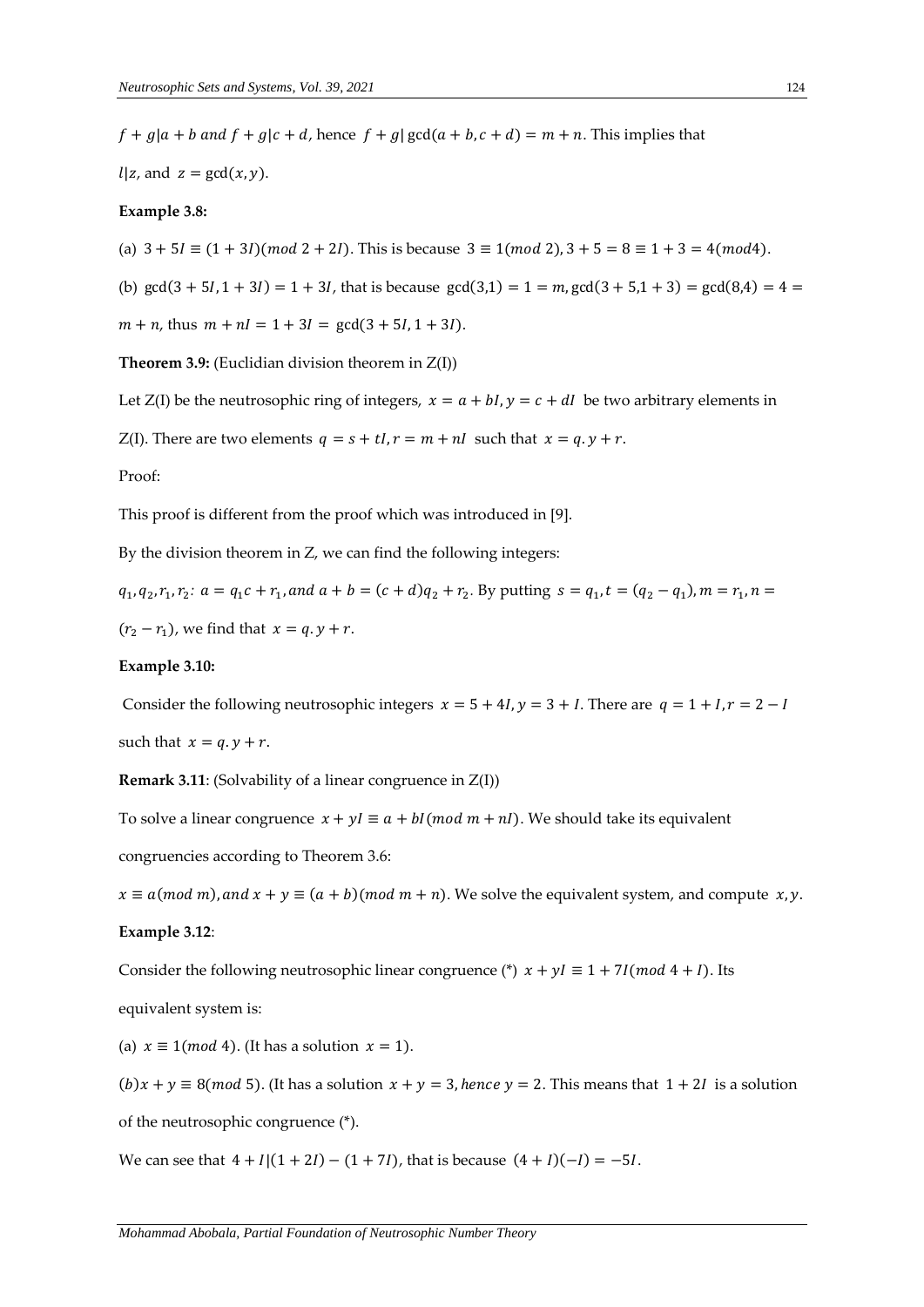$f+g|a+b$ and $f+g|c+d$, hence $f+g|\gcd(a+b,c+d)=m+n$. This implies that

$l|z$, and $z=\gcd(x,y)$.

**Example 3.8:**

(a) $3+5I \equiv (1+3I)(mod\ 2+2I)$. This is because $3 \equiv 1(mod\ 2), 3+5=8 \equiv 1+3=4(mod 4)$.

(b) $\gcd(3+5I,1+3I)=1+3I$, that is because $\gcd(3,1)=1=m, \gcd(3+5,1+3)=\gcd(8,4)=4=$

$m+n$, thus $m+nI=1+3I=\gcd(3+5I,1+3I)$.

**Theorem 3.9:** (Euclidian division theorem in Z(I))

Let Z(I) be the neutrosophic ring of integers, $x=a+bI, y=c+dI$ be two arbitrary elements in

Z(I). There are two elements $q=s+tI, r=m+nI$ such that $x=q.y+r$.

Proof:

This proof is different from the proof which was introduced in [9].

By the division theorem in Z, we can find the following integers:

$q_1,q_2,r_1,r_2$: $a=q_1c+r_1, and\ a+b=(c+d)q_2+r_2$. By putting $s=q_1, t=(q_2-q_1), m=r_1, n=$

$(r_2-r_1)$, we find that $x=q.y+r$.

**Example 3.10:**

Consider the following neutrosophic integers $x=5+4I, y=3+I$. There are $q=1+I, r=2-I$

such that $x=q.y+r$.

**Remark 3.11**: (Solvability of a linear congruence in Z(I))

To solve a linear congruence $x+yI \equiv a+bI(mod\ m+nI)$. We should take its equivalent

congruencies according to Theorem 3.6:

$x \equiv a(mod\ m), and\ x+y \equiv (a+b)(mod\ m+n)$. We solve the equivalent system, and compute $x,y$.

**Example 3.12**:

Consider the following neutrosophic linear congruence (*) $x+yI \equiv 1+7I(mod\ 4+I)$. Its

equivalent system is:

(a) $x \equiv 1(mod\ 4)$. (It has a solution $x=1$).

$(b) x+y \equiv 8(mod\ 5)$. (It has a solution $x+y=3, hence\ y=2$. This means that $1+2I$ is a solution

of the neutrosophic congruence (*).

We can see that $4+I|(1+2I)-(1+7I)$, that is because $(4+I)(-I)=-5I$.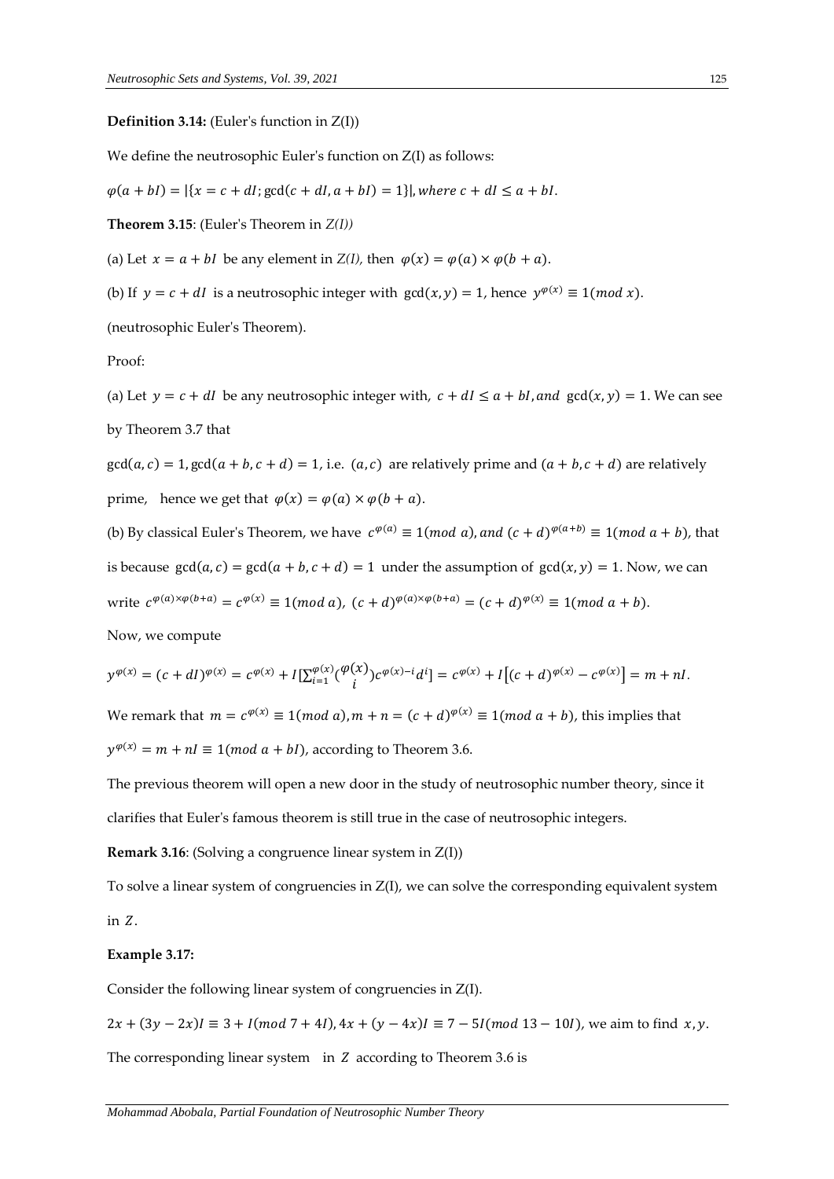**Definition 3.14:** (Euler's function in Z(I))

We define the neutrosophic Euler's function on Z(I) as follows:

$\varphi(a + bI) = |\{x = c + dI; \gcd(c + dI, a + bI) = 1\}|, where\ c + dI \leq a + bI.$

**Theorem 3.15**: (Euler's Theorem in *Z(I))*

(a) Let $x = a + bI$ be any element in *Z(I),* then $\varphi(x) = \varphi(a) \times \varphi(b + a)$.

(b) If $y = c + dI$ is a neutrosophic integer with $\gcd(x, y) = 1$, hence $y^{\varphi(x)} \equiv 1(mod\ x)$.

(neutrosophic Euler's Theorem).

Proof:

(a) Let $y = c + dI$ be any neutrosophic integer with, $c + dI \leq a + bI, and\ \gcd(x, y) = 1$. We can see by Theorem 3.7 that

$\gcd(a, c) = 1, \gcd(a + b, c + d) = 1$, i.e. $(a, c)$ are relatively prime and $(a + b, c + d)$ are relatively prime, hence we get that $\varphi(x) = \varphi(a) \times \varphi(b + a)$.

(b) By classical Euler's Theorem, we have $c^{\varphi(a)} \equiv 1(mod\ a), and\ (c + d)^{\varphi(a+b)} \equiv 1(mod\ a + b)$, that is because $\gcd(a, c) = \gcd(a + b, c + d) = 1$ under the assumption of $\gcd(x, y) = 1$. Now, we can write $c^{\varphi(a)\times\varphi(b+a)} = c^{\varphi(x)} \equiv 1(mod\ a)$, $(c + d)^{\varphi(a)\times\varphi(b+a)} = (c + d)^{\varphi(x)} \equiv 1(mod\ a + b)$.

Now, we compute

$$y^{\varphi(x)} = (c + dI)^{\varphi(x)} = c^{\varphi(x)} + I\left[\sum_{i=1}^{\varphi(x)} \binom{\varphi(x)}{i} c^{\varphi(x)-i} d^i\right] = c^{\varphi(x)} + I\left[(c + d)^{\varphi(x)} - c^{\varphi(x)}\right] = m + nI.$$

We remark that $m = c^{\varphi(x)} \equiv 1(mod\ a), m + n = (c + d)^{\varphi(x)} \equiv 1(mod\ a + b)$, this implies that $y^{\varphi(x)} = m + nI \equiv 1(mod\ a + bI)$, according to Theorem 3.6.

The previous theorem will open a new door in the study of neutrosophic number theory, since it clarifies that Euler's famous theorem is still true in the case of neutrosophic integers.

**Remark 3.16**: (Solving a congruence linear system in Z(I))

To solve a linear system of congruencies in Z(I), we can solve the corresponding equivalent system in $Z$.

**Example 3.17:**

Consider the following linear system of congruencies in Z(I).

$2x + (3y - 2x)I \equiv 3 + I(mod\ 7 + 4I), 4x + (y - 4x)I \equiv 7 - 5I(mod\ 13 - 10I)$, we aim to find $x, y$.

The corresponding linear system in $Z$ according to Theorem 3.6 is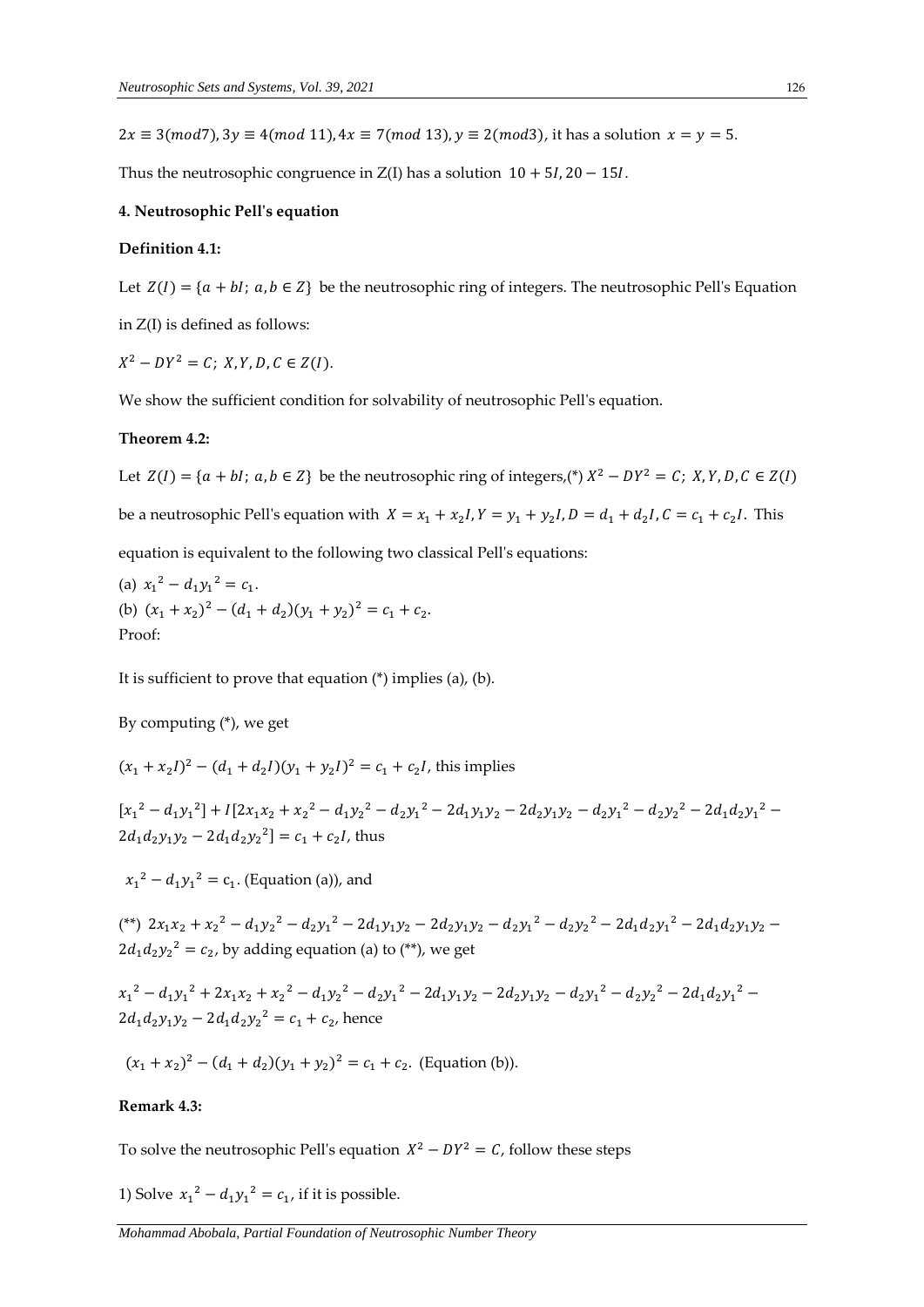$2x \equiv 3(mod7), 3y \equiv 4(mod\ 11), 4x \equiv 7(mod\ 13), y \equiv 2(mod3)$, it has a solution $x = y = 5$.

Thus the neutrosophic congruence in Z(I) has a solution $10 + 5I, 20 - 15I$.

#### 4. Neutrosophic Pell's equation

**Definition 4.1:**

Let $Z(I) = \{a + bI;\ a, b \in Z\}$ be the neutrosophic ring of integers. The neutrosophic Pell's Equation in Z(I) is defined as follows:

$X^2 - DY^2 = C;\ X, Y, D, C \in Z(I)$.

We show the sufficient condition for solvability of neutrosophic Pell's equation.

**Theorem 4.2:**

Let $Z(I) = \{a + bI;\ a, b \in Z\}$ be the neutrosophic ring of integers,(*) $X^2 - DY^2 = C;\ X, Y, D, C \in Z(I)$ be a neutrosophic Pell's equation with $X = x_1 + x_2 I, Y = y_1 + y_2 I, D = d_1 + d_2 I, C = c_1 + c_2 I$. This equation is equivalent to the following two classical Pell's equations:

(a) $x_1^2 - d_1 y_1^2 = c_1$.

(b) $(x_1 + x_2)^2 - (d_1 + d_2)(y_1 + y_2)^2 = c_1 + c_2$.

Proof:

It is sufficient to prove that equation (*) implies (a), (b).

By computing (*), we get

$(x_1 + x_2 I)^2 - (d_1 + d_2 I)(y_1 + y_2 I)^2 = c_1 + c_2 I$, this implies

$[x_1^2 - d_1 y_1^2] + I[2x_1 x_2 + x_2^2 - d_1 y_2^2 - d_2 y_1^2 - 2d_1 y_1 y_2 - 2d_2 y_1 y_2 - d_2 y_1^2 - d_2 y_2^2 - 2d_1 d_2 y_1^2 - 2d_1 d_2 y_1 y_2 - 2d_1 d_2 y_2^2] = c_1 + c_2 I$, thus

$x_1^2 - d_1 y_1^2 = c_1$. (Equation (a)), and

(**) $2x_1 x_2 + x_2^2 - d_1 y_2^2 - d_2 y_1^2 - 2d_1 y_1 y_2 - 2d_2 y_1 y_2 - d_2 y_1^2 - d_2 y_2^2 - 2d_1 d_2 y_1^2 - 2d_1 d_2 y_1 y_2 - 2d_1 d_2 y_2^2 = c_2$, by adding equation (a) to (**), we get

$x_1^2 - d_1 y_1^2 + 2x_1 x_2 + x_2^2 - d_1 y_2^2 - d_2 y_1^2 - 2d_1 y_1 y_2 - 2d_2 y_1 y_2 - d_2 y_1^2 - d_2 y_2^2 - 2d_1 d_2 y_1^2 - 2d_1 d_2 y_1 y_2 - 2d_1 d_2 y_2^2 = c_1 + c_2$, hence

$(x_1 + x_2)^2 - (d_1 + d_2)(y_1 + y_2)^2 = c_1 + c_2$. (Equation (b)).

**Remark 4.3:**

To solve the neutrosophic Pell's equation $X^2 - DY^2 = C$, follow these steps

1) Solve $x_1^2 - d_1 y_1^2 = c_1$, if it is possible.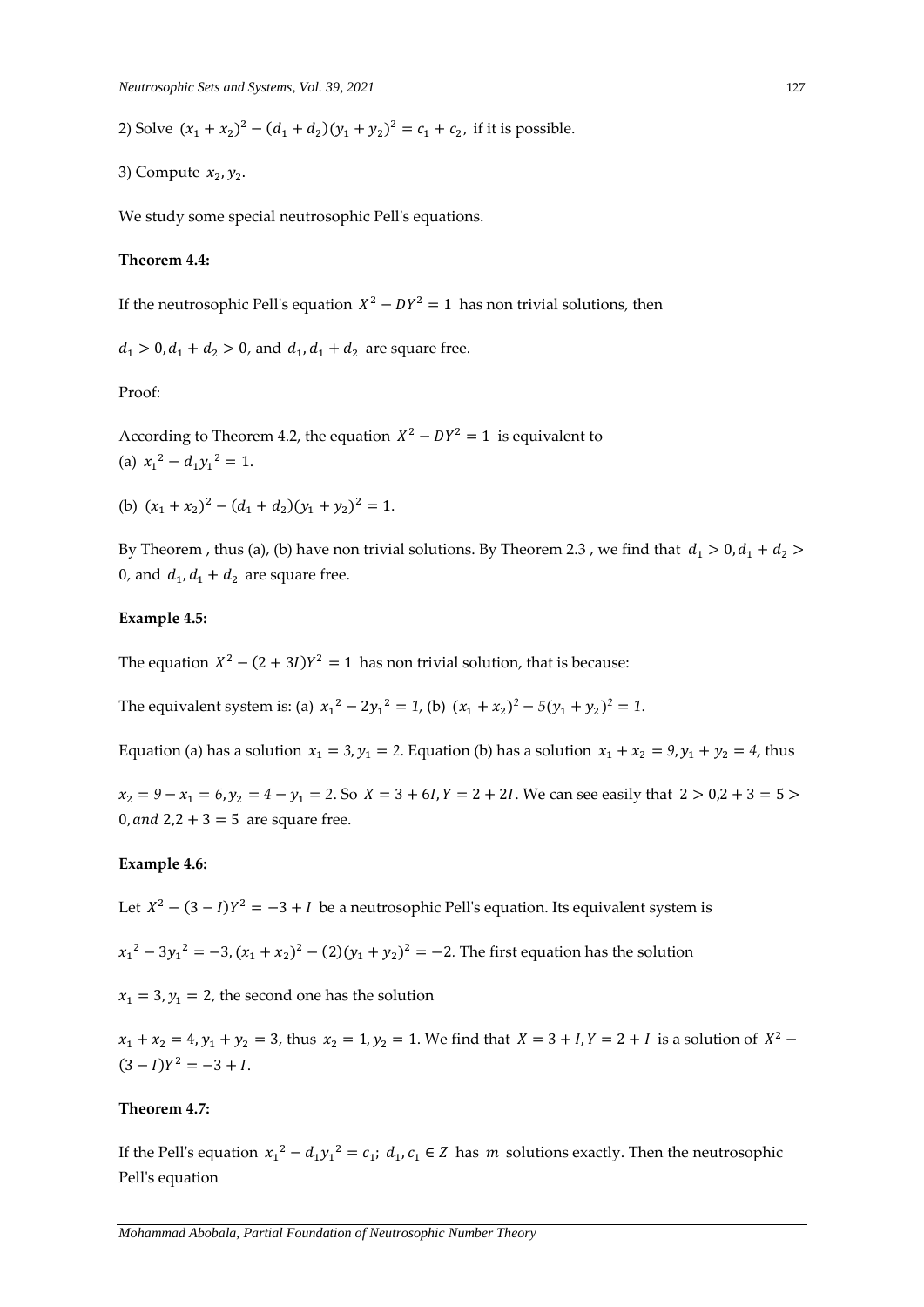2) Solve $(x_1 + x_2)^2 - (d_1 + d_2)(y_1 + y_2)^2 = c_1 + c_2$, if it is possible.

3) Compute $x_2, y_2$.

We study some special neutrosophic Pell's equations.

**Theorem 4.4:**

If the neutrosophic Pell's equation $X^2 - DY^2 = 1$ has non trivial solutions, then

$d_1 > 0, d_1 + d_2 > 0$, and $d_1, d_1 + d_2$ are square free.

Proof:

According to Theorem 4.2, the equation $X^2 - DY^2 = 1$ is equivalent to

(a) ${x_1}^2 - d_1{y_1}^2 = 1$.

(b) $(x_1 + x_2)^2 - (d_1 + d_2)(y_1 + y_2)^2 = 1$.

By Theorem , thus (a), (b) have non trivial solutions. By Theorem 2.3 , we find that $d_1 > 0, d_1 + d_2 > 0$, and $d_1, d_1 + d_2$ are square free.

**Example 4.5:**

The equation $X^2 - (2 + 3I)Y^2 = 1$ has non trivial solution, that is because:

The equivalent system is: (a) ${x_1}^2 - 2{y_1}^2 = 1$, (b) $(x_1 + x_2)^2 - 5(y_1 + y_2)^2 = 1$.

Equation (a) has a solution $x_1 = 3, y_1 = 2$. Equation (b) has a solution $x_1 + x_2 = 9, y_1 + y_2 = 4$, thus

$x_2 = 9 - x_1 = 6, y_2 = 4 - y_1 = 2$. So $X = 3 + 6I, Y = 2 + 2I$. We can see easily that $2 > 0, 2 + 3 = 5 > 0$, and $2, 2 + 3 = 5$ are square free.

**Example 4.6:**

Let $X^2 - (3 - I)Y^2 = -3 + I$ be a neutrosophic Pell's equation. Its equivalent system is

${x_1}^2 - 3{y_1}^2 = -3, (x_1 + x_2)^2 - (2)(y_1 + y_2)^2 = -2$. The first equation has the solution

$x_1 = 3, y_1 = 2$, the second one has the solution

$x_1 + x_2 = 4, y_1 + y_2 = 3$, thus $x_2 = 1, y_2 = 1$. We find that $X = 3 + I, Y = 2 + I$ is a solution of $X^2 - (3 - I)Y^2 = -3 + I$.

**Theorem 4.7:**

If the Pell's equation ${x_1}^2 - d_1{y_1}^2 = c_1$; $d_1, c_1 \in Z$ has $m$ solutions exactly. Then the neutrosophic Pell's equation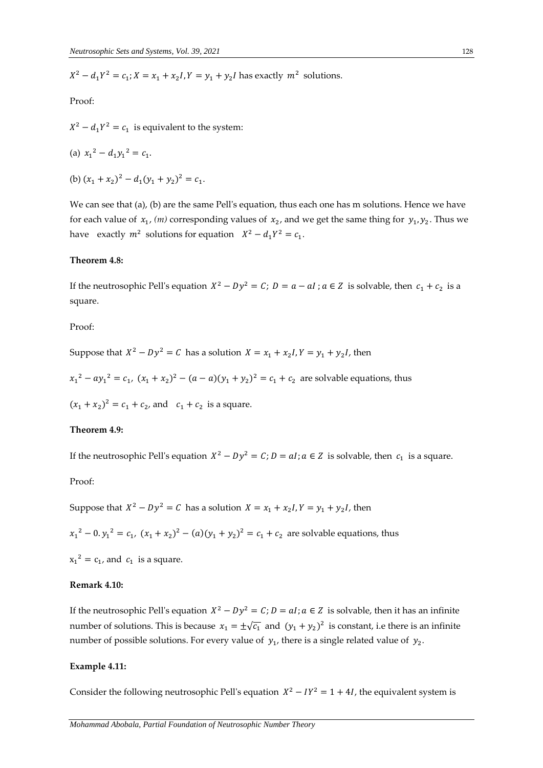$X^2 - d_1Y^2 = c_1; X = x_1 + x_2I, Y = y_1 + y_2I$ has exactly $m^2$ solutions.

Proof:

$X^2 - d_1Y^2 = c_1$ is equivalent to the system:

(a) ${x_1}^2 - d_1{y_1}^2 = c_1$.

(b) $(x_1 + x_2)^2 - d_1(y_1 + y_2)^2 = c_1$.

We can see that (a), (b) are the same Pell's equation, thus each one has m solutions. Hence we have for each value of $x_1$, *(m)* corresponding values of $x_2$, and we get the same thing for $y_1, y_2$. Thus we have exactly $m^2$ solutions for equation $X^2 - d_1Y^2 = c_1$.

**Theorem 4.8:**

If the neutrosophic Pell's equation $X^2 - Dy^2 = C;\ D = a - aI\ ; a \in Z$ is solvable, then $c_1 + c_2$ is a square.

Proof:

Suppose that $X^2 - Dy^2 = C$ has a solution $X = x_1 + x_2I, Y = y_1 + y_2I$, then

${x_1}^2 - a{y_1}^2 = c_1,\ (x_1 + x_2)^2 - (a - a)(y_1 + y_2)^2 = c_1 + c_2$ are solvable equations, thus

$(x_1 + x_2)^2 = c_1 + c_2$, and $c_1 + c_2$ is a square.

**Theorem 4.9:**

If the neutrosophic Pell's equation $X^2 - Dy^2 = C; D = aI; a \in Z$ is solvable, then $c_1$ is a square.

Proof:

Suppose that $X^2 - Dy^2 = C$ has a solution $X = x_1 + x_2I, Y = y_1 + y_2I$, then

${x_1}^2 - 0.{y_1}^2 = c_1,\ (x_1 + x_2)^2 - (a)(y_1 + y_2)^2 = c_1 + c_2$ are solvable equations, thus

${x_1}^2 = c_1$, and $c_1$ is a square.

**Remark 4.10:**

If the neutrosophic Pell's equation $X^2 - Dy^2 = C; D = aI; a \in Z$ is solvable, then it has an infinite number of solutions. This is because $x_1 = \pm\sqrt{c_1}$ and $(y_1 + y_2)^2$ is constant, i.e there is an infinite number of possible solutions. For every value of $y_1$, there is a single related value of $y_2$.

**Example 4.11:**

Consider the following neutrosophic Pell's equation $X^2 - IY^2 = 1 + 4I$, the equivalent system is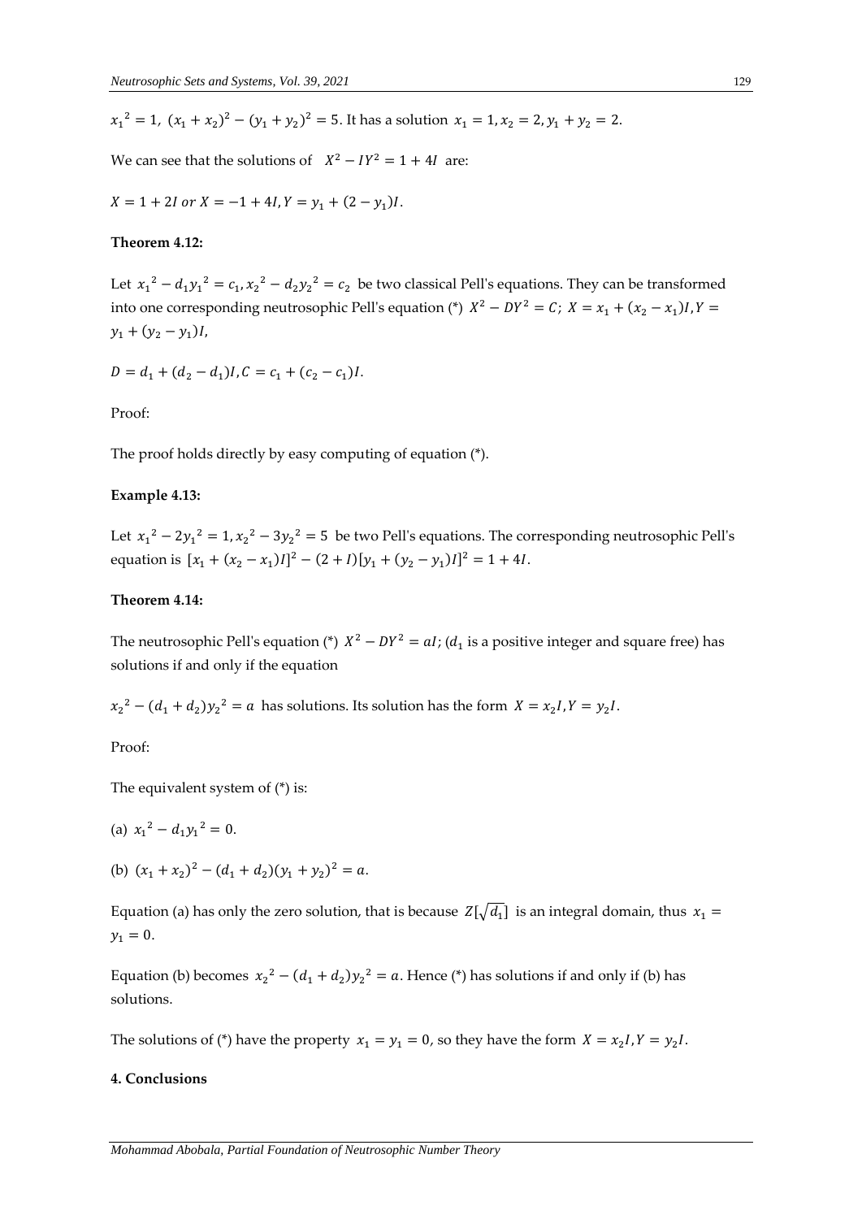${x_1}^2 = 1,\ (x_1 + x_2)^2 - (y_1 + y_2)^2 = 5$. It has a solution $x_1 = 1, x_2 = 2, y_1 + y_2 = 2$.

We can see that the solutions of $X^2 - IY^2 = 1 + 4I$ are:

$X = 1 + 2I$ or $X = -1 + 4I, Y = y_1 + (2 - y_1)I$.

**Theorem 4.12:**

Let ${x_1}^2 - d_1{y_1}^2 = c_1, {x_2}^2 - d_2{y_2}^2 = c_2$ be two classical Pell's equations. They can be transformed into one corresponding neutrosophic Pell's equation (*) $X^2 - DY^2 = C;\ X = x_1 + (x_2 - x_1)I, Y = y_1 + (y_2 - y_1)I$,

$D = d_1 + (d_2 - d_1)I, C = c_1 + (c_2 - c_1)I$.

Proof:

The proof holds directly by easy computing of equation (*).

**Example 4.13:**

Let ${x_1}^2 - 2{y_1}^2 = 1, {x_2}^2 - 3{y_2}^2 = 5$ be two Pell's equations. The corresponding neutrosophic Pell's equation is $[x_1 + (x_2 - x_1)I]^2 - (2 + I)[y_1 + (y_2 - y_1)I]^2 = 1 + 4I$.

**Theorem 4.14:**

The neutrosophic Pell's equation (*) $X^2 - DY^2 = aI$; ($d_1$ is a positive integer and square free) has solutions if and only if the equation

${x_2}^2 - (d_1 + d_2){y_2}^2 = a$ has solutions. Its solution has the form $X = x_2 I, Y = y_2 I$.

Proof:

The equivalent system of (*) is:

(a) ${x_1}^2 - d_1{y_1}^2 = 0$.

(b) $(x_1 + x_2)^2 - (d_1 + d_2)(y_1 + y_2)^2 = a$.

Equation (a) has only the zero solution, that is because $Z[\sqrt{d_1}]$ is an integral domain, thus $x_1 = y_1 = 0$.

Equation (b) becomes ${x_2}^2 - (d_1 + d_2){y_2}^2 = a$. Hence (*) has solutions if and only if (b) has solutions.

The solutions of (*) have the property $x_1 = y_1 = 0$, so they have the form $X = x_2 I, Y = y_2 I$.

**4. Conclusions**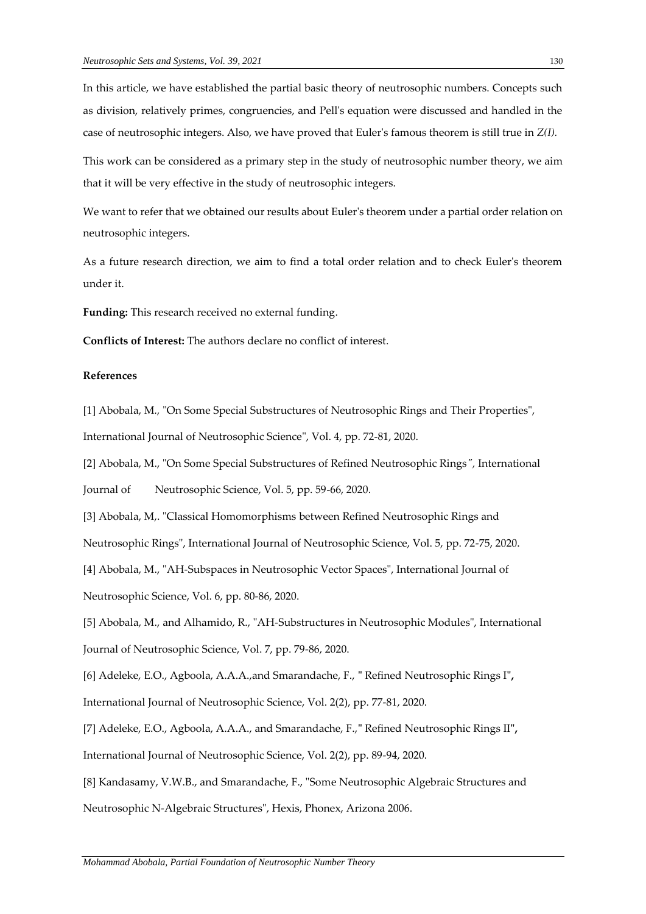In this article, we have established the partial basic theory of neutrosophic numbers. Concepts such as division, relatively primes, congruencies, and Pell's equation were discussed and handled in the case of neutrosophic integers. Also, we have proved that Euler's famous theorem is still true in *Z(I).*

This work can be considered as a primary step in the study of neutrosophic number theory, we aim that it will be very effective in the study of neutrosophic integers.

We want to refer that we obtained our results about Euler's theorem under a partial order relation on neutrosophic integers.

As a future research direction, we aim to find a total order relation and to check Euler's theorem under it.

**Funding:** This research received no external funding.

**Conflicts of Interest:** The authors declare no conflict of interest.

**References**

[1] Abobala, M., "On Some Special Substructures of Neutrosophic Rings and Their Properties", International Journal of Neutrosophic Science", Vol. 4, pp. 72-81, 2020.

[2] Abobala, M., "On Some Special Substructures of Refined Neutrosophic Rings", International Journal of Neutrosophic Science, Vol. 5, pp. 59-66, 2020.

[3] Abobala, M,. "Classical Homomorphisms between Refined Neutrosophic Rings and Neutrosophic Rings", International Journal of Neutrosophic Science, Vol. 5, pp. 72-75, 2020.

[4] Abobala, M., "AH-Subspaces in Neutrosophic Vector Spaces", International Journal of Neutrosophic Science, Vol. 6, pp. 80-86, 2020.

[5] Abobala, M., and Alhamido, R., "AH-Substructures in Neutrosophic Modules", International Journal of Neutrosophic Science, Vol. 7, pp. 79-86, 2020.

[6] Adeleke, E.O., Agboola, A.A.A.,and Smarandache, F., " Refined Neutrosophic Rings I", International Journal of Neutrosophic Science, Vol. 2(2), pp. 77-81, 2020.

[7] Adeleke, E.O., Agboola, A.A.A., and Smarandache, F.," Refined Neutrosophic Rings II", International Journal of Neutrosophic Science, Vol. 2(2), pp. 89-94, 2020.

[8] Kandasamy, V.W.B., and Smarandache, F., "Some Neutrosophic Algebraic Structures and Neutrosophic N-Algebraic Structures", Hexis, Phonex, Arizona 2006.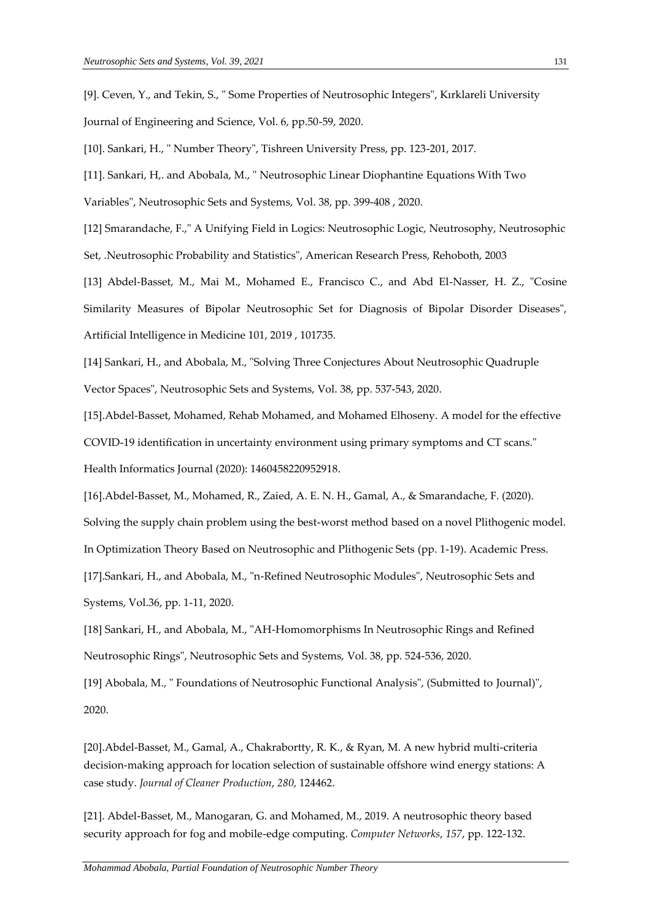[9]. Ceven, Y., and Tekin, S., " Some Properties of Neutrosophic Integers", Kırklareli University Journal of Engineering and Science, Vol. 6, pp.50-59, 2020.

[10]. Sankari, H., " Number Theory", Tishreen University Press, pp. 123-201, 2017.

[11]. Sankari, H,. and Abobala, M., " Neutrosophic Linear Diophantine Equations With Two Variables", Neutrosophic Sets and Systems, Vol. 38, pp. 399-408 , 2020.

[12] Smarandache, F.," A Unifying Field in Logics: Neutrosophic Logic, Neutrosophy, Neutrosophic Set, .Neutrosophic Probability and Statistics", American Research Press, Rehoboth, 2003

[13] Abdel-Basset, M., Mai M., Mohamed E., Francisco C., and Abd El-Nasser, H. Z., "Cosine Similarity Measures of Bipolar Neutrosophic Set for Diagnosis of Bipolar Disorder Diseases", Artificial Intelligence in Medicine 101, 2019 , 101735.

[14] Sankari, H., and Abobala, M., "Solving Three Conjectures About Neutrosophic Quadruple Vector Spaces", Neutrosophic Sets and Systems, Vol. 38, pp. 537-543, 2020.

[15].Abdel-Basset, Mohamed, Rehab Mohamed, and Mohamed Elhoseny. A model for the effective COVID-19 identification in uncertainty environment using primary symptoms and CT scans." Health Informatics Journal (2020): 1460458220952918.

[16].Abdel-Basset, M., Mohamed, R., Zaied, A. E. N. H., Gamal, A., & Smarandache, F. (2020). Solving the supply chain problem using the best-worst method based on a novel Plithogenic model. In Optimization Theory Based on Neutrosophic and Plithogenic Sets (pp. 1-19). Academic Press.

[17].Sankari, H., and Abobala, M., "n-Refined Neutrosophic Modules", Neutrosophic Sets and Systems, Vol.36, pp. 1-11, 2020.

[18] Sankari, H., and Abobala, M., "AH-Homomorphisms In Neutrosophic Rings and Refined Neutrosophic Rings", Neutrosophic Sets and Systems, Vol. 38, pp. 524-536, 2020.

[19] Abobala, M., " Foundations of Neutrosophic Functional Analysis", (Submitted to Journal)", 2020.

[20].Abdel-Basset, M., Gamal, A., Chakrabortty, R. K., & Ryan, M. A new hybrid multi-criteria decision-making approach for location selection of sustainable offshore wind energy stations: A case study. *Journal of Cleaner Production*, *280*, 124462.

[21]. Abdel-Basset, M., Manogaran, G. and Mohamed, M., 2019. A neutrosophic theory based security approach for fog and mobile-edge computing. *Computer Networks*, *157*, pp. 122-132.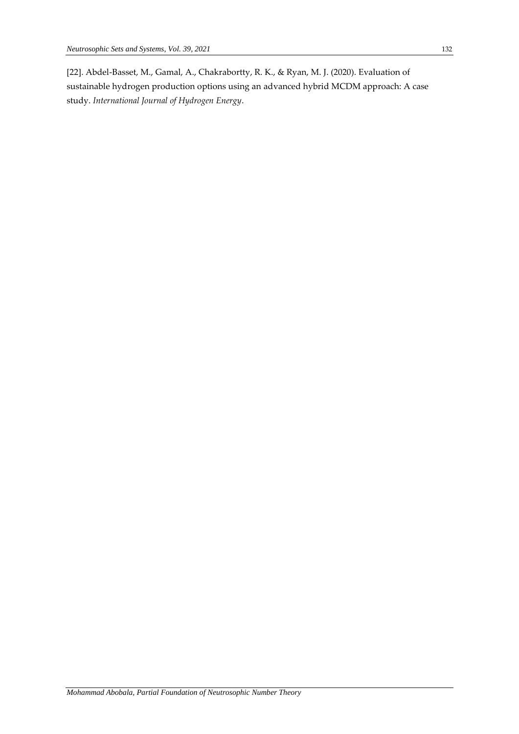[22]. Abdel-Basset, M., Gamal, A., Chakrabortty, R. K., & Ryan, M. J. (2020). Evaluation of sustainable hydrogen production options using an advanced hybrid MCDM approach: A case study. *International Journal of Hydrogen Energy*.